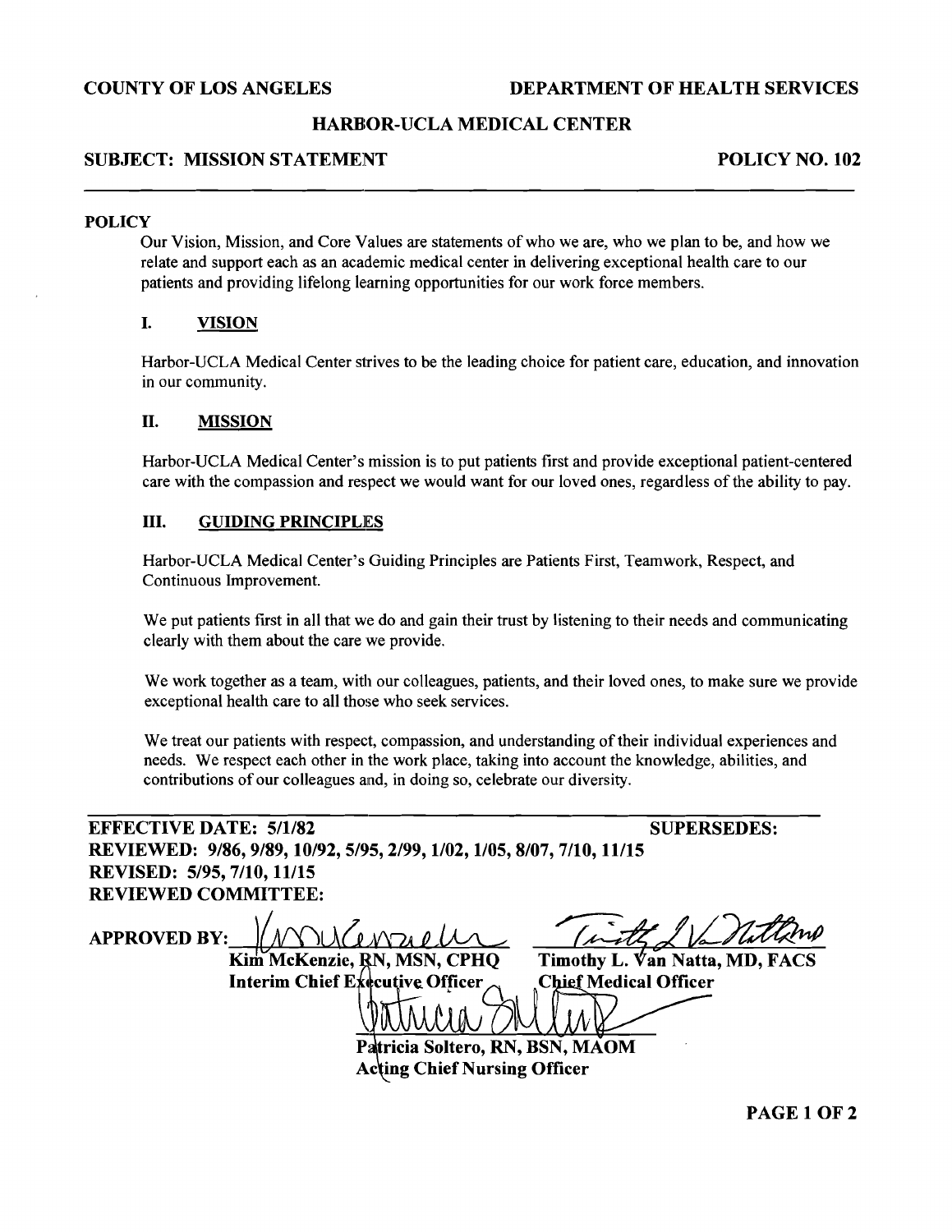**COUNTY OF LOS ANGELES** **DEPARTMENT OF HEALTH SERVICES**

**HARBOR-UCLA MEDICAL CENTER**

**SUBJECT: MISSION STATEMENT** **POLICY NO. 102**

---

**POLICY**

Our Vision, Mission, and Core Values are statements of who we are, who we plan to be, and how we relate and support each as an academic medical center in delivering exceptional health care to our patients and providing lifelong learning opportunities for our work force members.

## I. VISION

Harbor-UCLA Medical Center strives to be the leading choice for patient care, education, and innovation in our community.

## II. MISSION

Harbor-UCLA Medical Center's mission is to put patients first and provide exceptional patient-centered care with the compassion and respect we would want for our loved ones, regardless of the ability to pay.

## III. GUIDING PRINCIPLES

Harbor-UCLA Medical Center's Guiding Principles are Patients First, Teamwork, Respect, and Continuous Improvement.

We put patients first in all that we do and gain their trust by listening to their needs and communicating clearly with them about the care we provide.

We work together as a team, with our colleagues, patients, and their loved ones, to make sure we provide exceptional health care to all those who seek services.

We treat our patients with respect, compassion, and understanding of their individual experiences and needs. We respect each other in the work place, taking into account the knowledge, abilities, and contributions of our colleagues and, in doing so, celebrate our diversity.

---

**EFFECTIVE DATE: 5/1/82** **SUPERSEDES:**
**REVIEWED: 9/86, 9/89, 10/92, 5/95, 2/99, 1/02, 1/05, 8/07, 7/10, 11/15**
**REVISED: 5/95, 7/10, 11/15**
**REVIEWED COMMITTEE:**

**APPROVED BY:**

**Kim McKenzie, RN, MSN, CPHQ**
**Interim Chief Executive Officer**

**Timothy L. Van Natta, MD, FACS**
**Chief Medical Officer**

**Patricia Soltero, RN, BSN, MAOM**
**Acting Chief Nursing Officer**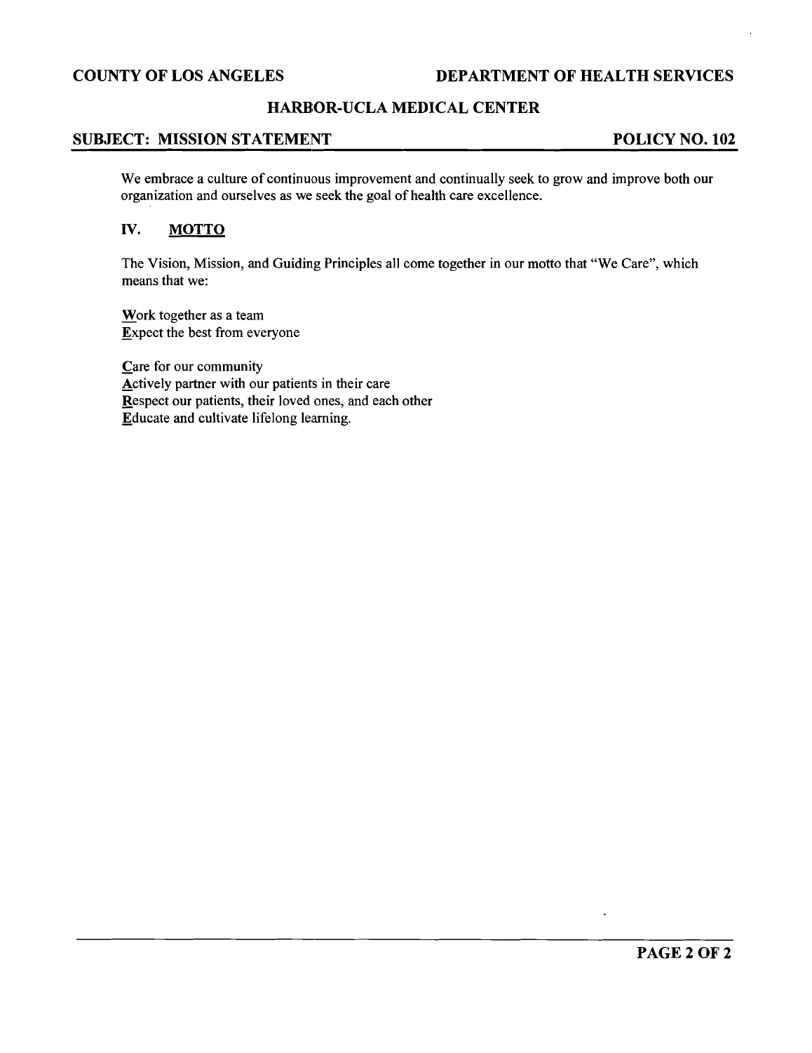We embrace a culture of continuous improvement and continually seek to grow and improve both our organization and ourselves as we seek the goal of health care excellence.

## IV. MOTTO

The Vision, Mission, and Guiding Principles all come together in our motto that "We Care", which means that we:

**W**ork together as a team
**E**xpect the best from everyone

**C**are for our community
**A**ctively partner with our patients in their care
**R**espect our patients, their loved ones, and each other
**E**ducate and cultivate lifelong learning.